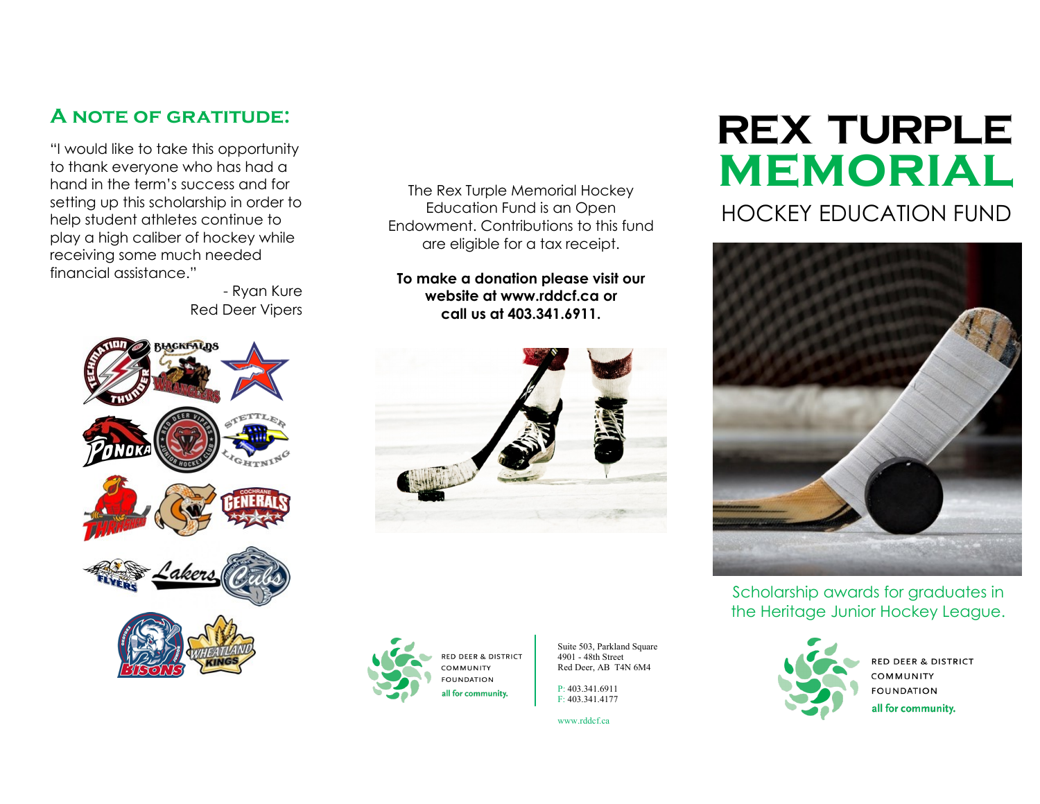## A note of gratitude:

"I would like to take this opportunity to thank everyone who has had a hand in the term's success and for setting up this scholarship in order to help student athletes continue to play a high caliber of hockey while receiving some much needed financial assistance."

- Ryan Kure
Red Deer Vipers

The Rex Turple Memorial Hockey Education Fund is an Open Endowment. Contributions to this fund are eligible for a tax receipt.

**To make a donation please visit our website at www.rddcf.ca or call us at 403.341.6911.**

RED DEER & DISTRICT COMMUNITY FOUNDATION
all for community.

Suite 503, Parkland Square
4901 - 48th Street
Red Deer, AB T4N 6M4

P: 403.341.6911
F: 403.341.4177

www.rddcf.ca

# REX TURPLE MEMORIAL

## HOCKEY EDUCATION FUND

Scholarship awards for graduates in the Heritage Junior Hockey League.

RED DEER & DISTRICT COMMUNITY FOUNDATION
all for community.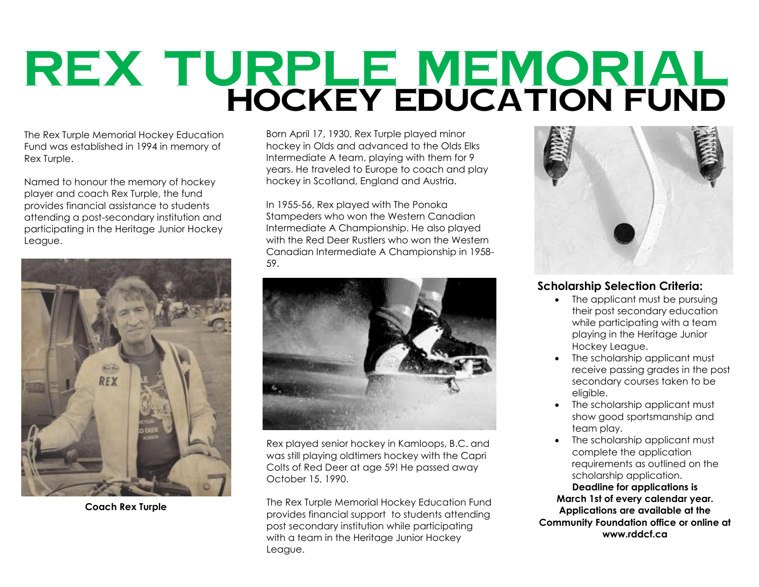# REX TURPLE MEMORIAL
## HOCKEY EDUCATION FUND

The Rex Turple Memorial Hockey Education Fund was established in 1994 in memory of Rex Turple.

Named to honour the memory of hockey player and coach Rex Turple, the fund provides financial assistance to students attending a post-secondary institution and participating in the Heritage Junior Hockey League.

**Coach Rex Turple**

Born April 17, 1930, Rex Turple played minor hockey in Olds and advanced to the Olds Elks Intermediate A team, playing with them for 9 years. He traveled to Europe to coach and play hockey in Scotland, England and Austria.

In 1955-56, Rex played with The Ponoka Stampeders who won the Western Canadian Intermediate A Championship. He also played with the Red Deer Rustlers who won the Western Canadian Intermediate A Championship in 1958-59.

Rex played senior hockey in Kamloops, B.C. and was still playing oldtimers hockey with the Capri Colts of Red Deer at age 59! He passed away October 15, 1990.

The Rex Turple Memorial Hockey Education Fund provides financial support to students attending post secondary institution while participating with a team in the Heritage Junior Hockey League.

### Scholarship Selection Criteria:

- The applicant must be pursuing their post secondary education while participating with a team playing in the Heritage Junior Hockey League.
- The scholarship applicant must receive passing grades in the post secondary courses taken to be eligible.
- The scholarship applicant must show good sportsmanship and team play.
- The scholarship applicant must complete the application requirements as outlined on the scholarship application.

**Deadline for applications is March 1st of every calendar year. Applications are available at the Community Foundation office or online at www.rddcf.ca**